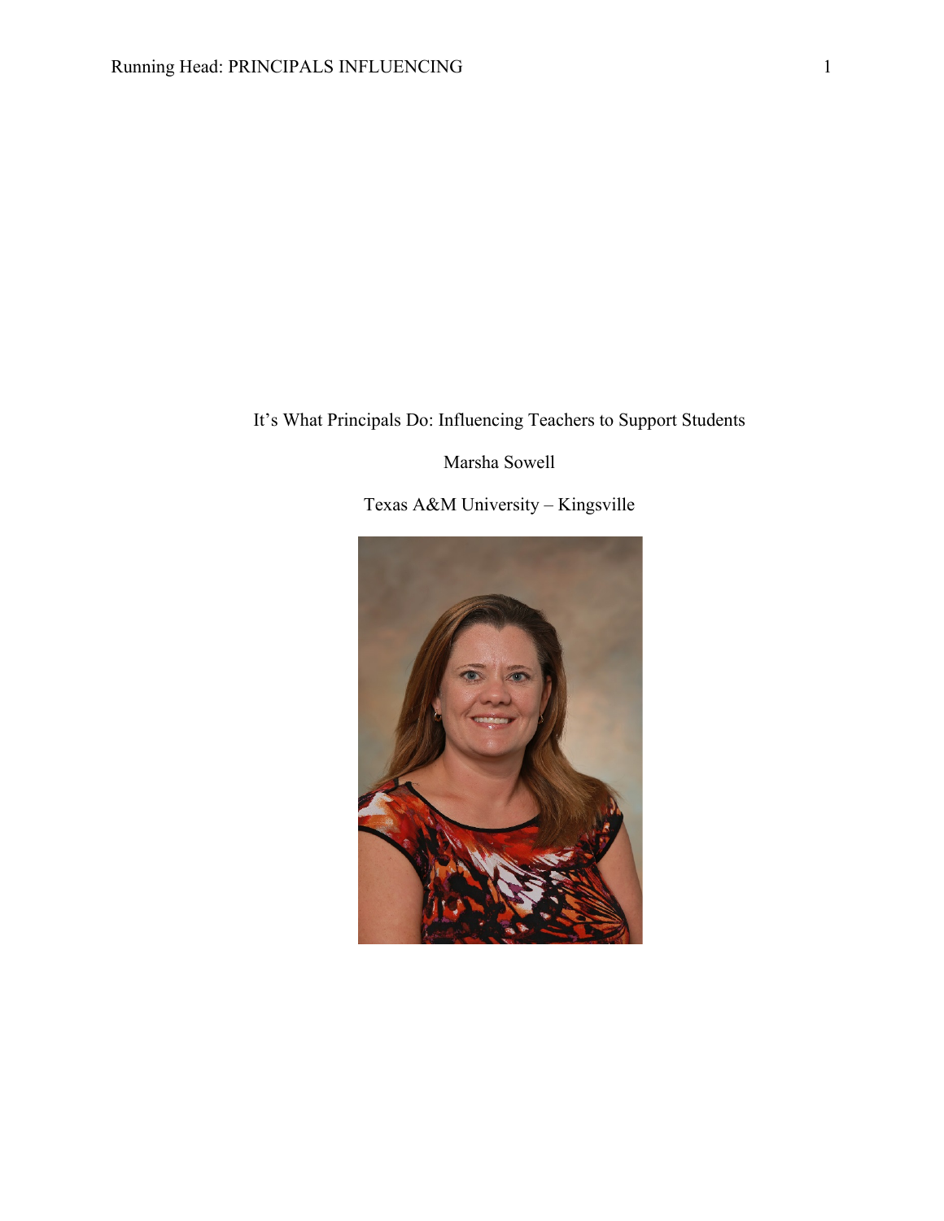# It's What Principals Do: Influencing Teachers to Support Students

Marsha Sowell

Texas A&M University – Kingsville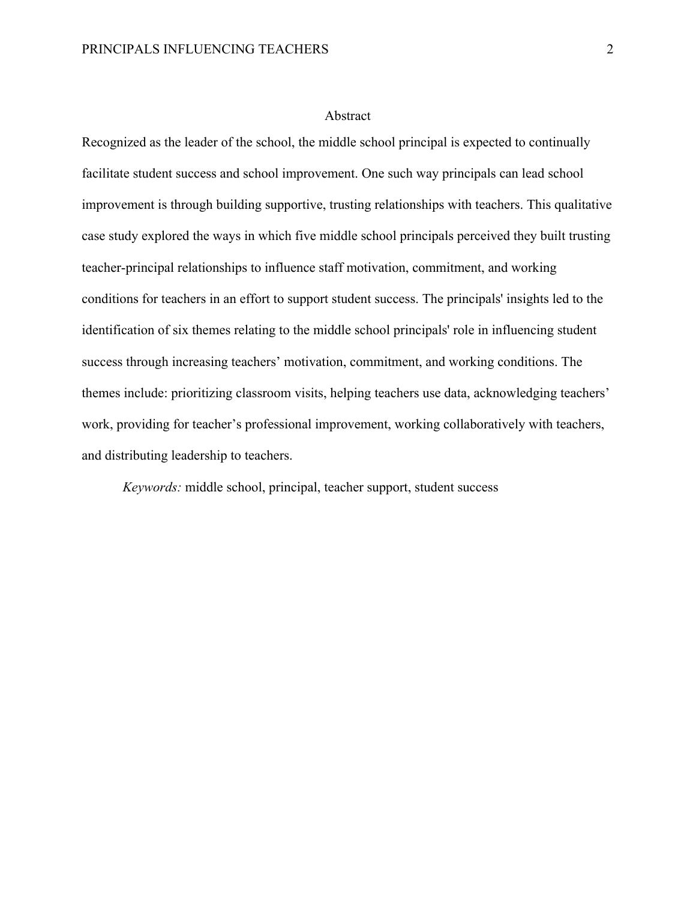# Abstract

Recognized as the leader of the school, the middle school principal is expected to continually facilitate student success and school improvement. One such way principals can lead school improvement is through building supportive, trusting relationships with teachers. This qualitative case study explored the ways in which five middle school principals perceived they built trusting teacher-principal relationships to influence staff motivation, commitment, and working conditions for teachers in an effort to support student success. The principals' insights led to the identification of six themes relating to the middle school principals' role in influencing student success through increasing teachers' motivation, commitment, and working conditions. The themes include: prioritizing classroom visits, helping teachers use data, acknowledging teachers' work, providing for teacher's professional improvement, working collaboratively with teachers, and distributing leadership to teachers.

*Keywords:* middle school, principal, teacher support, student success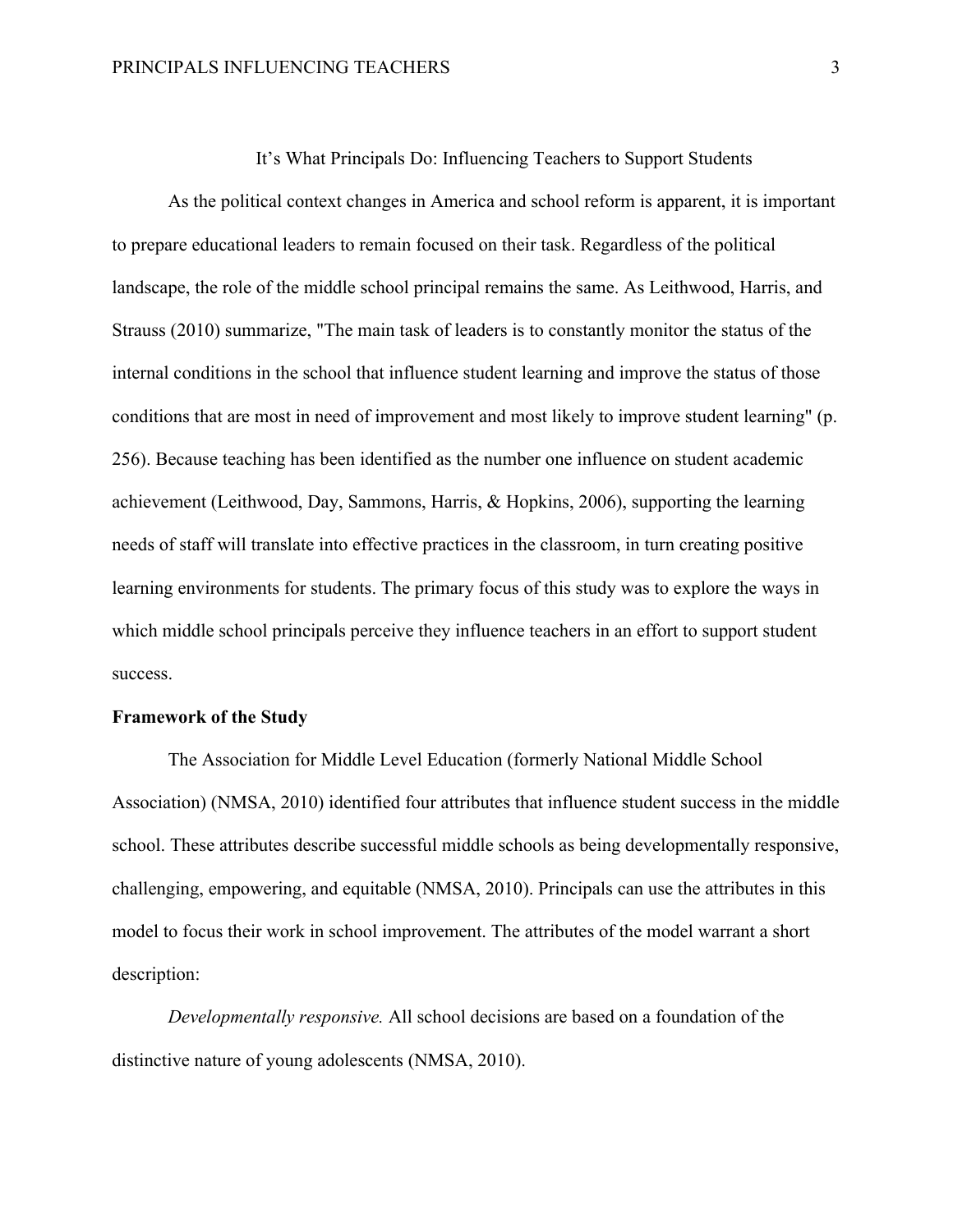# It's What Principals Do: Influencing Teachers to Support Students

As the political context changes in America and school reform is apparent, it is important to prepare educational leaders to remain focused on their task. Regardless of the political landscape, the role of the middle school principal remains the same. As Leithwood, Harris, and Strauss (2010) summarize, "The main task of leaders is to constantly monitor the status of the internal conditions in the school that influence student learning and improve the status of those conditions that are most in need of improvement and most likely to improve student learning" (p. 256). Because teaching has been identified as the number one influence on student academic achievement (Leithwood, Day, Sammons, Harris, & Hopkins, 2006), supporting the learning needs of staff will translate into effective practices in the classroom, in turn creating positive learning environments for students. The primary focus of this study was to explore the ways in which middle school principals perceive they influence teachers in an effort to support student success.

## Framework of the Study

The Association for Middle Level Education (formerly National Middle School Association) (NMSA, 2010) identified four attributes that influence student success in the middle school. These attributes describe successful middle schools as being developmentally responsive, challenging, empowering, and equitable (NMSA, 2010). Principals can use the attributes in this model to focus their work in school improvement. The attributes of the model warrant a short description:

*Developmentally responsive.* All school decisions are based on a foundation of the distinctive nature of young adolescents (NMSA, 2010).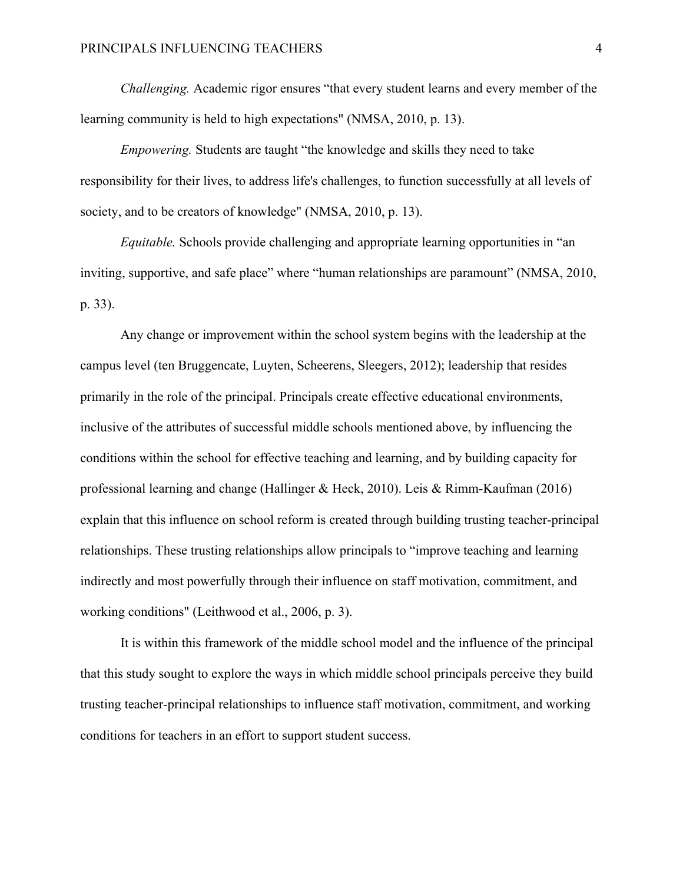*Challenging.* Academic rigor ensures “that every student learns and every member of the learning community is held to high expectations" (NMSA, 2010, p. 13).

*Empowering.* Students are taught “the knowledge and skills they need to take responsibility for their lives, to address life's challenges, to function successfully at all levels of society, and to be creators of knowledge" (NMSA, 2010, p. 13).

*Equitable.* Schools provide challenging and appropriate learning opportunities in “an inviting, supportive, and safe place” where “human relationships are paramount” (NMSA, 2010, p. 33).

Any change or improvement within the school system begins with the leadership at the campus level (ten Bruggencate, Luyten, Scheerens, Sleegers, 2012); leadership that resides primarily in the role of the principal. Principals create effective educational environments, inclusive of the attributes of successful middle schools mentioned above, by influencing the conditions within the school for effective teaching and learning, and by building capacity for professional learning and change (Hallinger & Heck, 2010). Leis & Rimm-Kaufman (2016) explain that this influence on school reform is created through building trusting teacher-principal relationships. These trusting relationships allow principals to “improve teaching and learning indirectly and most powerfully through their influence on staff motivation, commitment, and working conditions" (Leithwood et al., 2006, p. 3).

It is within this framework of the middle school model and the influence of the principal that this study sought to explore the ways in which middle school principals perceive they build trusting teacher-principal relationships to influence staff motivation, commitment, and working conditions for teachers in an effort to support student success.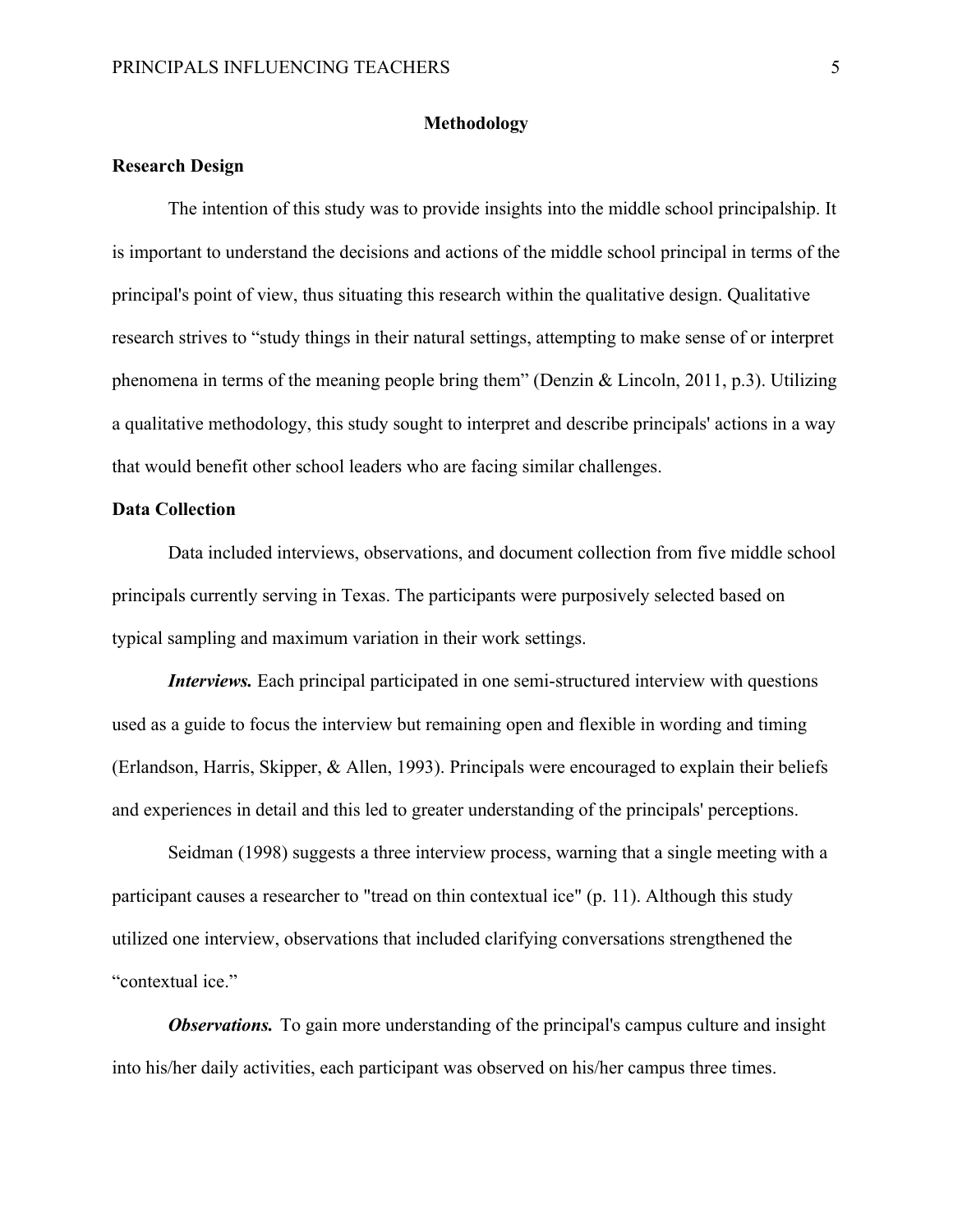## Methodology

### Research Design

The intention of this study was to provide insights into the middle school principalship. It is important to understand the decisions and actions of the middle school principal in terms of the principal's point of view, thus situating this research within the qualitative design. Qualitative research strives to “study things in their natural settings, attempting to make sense of or interpret phenomena in terms of the meaning people bring them” (Denzin & Lincoln, 2011, p.3). Utilizing a qualitative methodology, this study sought to interpret and describe principals' actions in a way that would benefit other school leaders who are facing similar challenges.

### Data Collection

Data included interviews, observations, and document collection from five middle school principals currently serving in Texas. The participants were purposively selected based on typical sampling and maximum variation in their work settings.

***Interviews.*** Each principal participated in one semi-structured interview with questions used as a guide to focus the interview but remaining open and flexible in wording and timing (Erlandson, Harris, Skipper, & Allen, 1993). Principals were encouraged to explain their beliefs and experiences in detail and this led to greater understanding of the principals' perceptions.

Seidman (1998) suggests a three interview process, warning that a single meeting with a participant causes a researcher to "tread on thin contextual ice" (p. 11). Although this study utilized one interview, observations that included clarifying conversations strengthened the “contextual ice.”

***Observations.*** To gain more understanding of the principal's campus culture and insight into his/her daily activities, each participant was observed on his/her campus three times.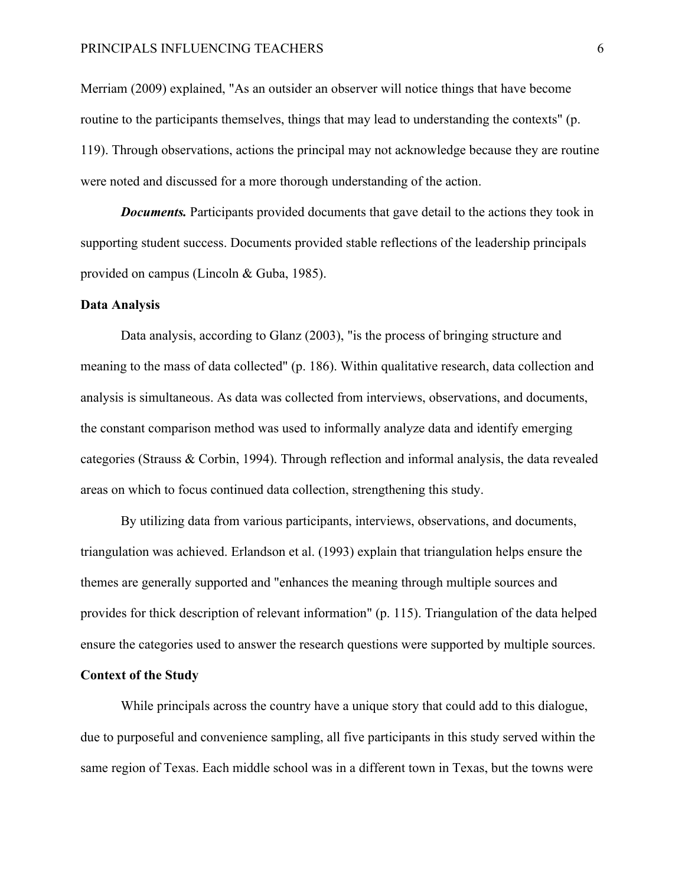Merriam (2009) explained, "As an outsider an observer will notice things that have become routine to the participants themselves, things that may lead to understanding the contexts" (p. 119). Through observations, actions the principal may not acknowledge because they are routine were noted and discussed for a more thorough understanding of the action.

***Documents.*** Participants provided documents that gave detail to the actions they took in supporting student success. Documents provided stable reflections of the leadership principals provided on campus (Lincoln & Guba, 1985).

**Data Analysis**

Data analysis, according to Glanz (2003), "is the process of bringing structure and meaning to the mass of data collected" (p. 186). Within qualitative research, data collection and analysis is simultaneous. As data was collected from interviews, observations, and documents, the constant comparison method was used to informally analyze data and identify emerging categories (Strauss & Corbin, 1994). Through reflection and informal analysis, the data revealed areas on which to focus continued data collection, strengthening this study.

By utilizing data from various participants, interviews, observations, and documents, triangulation was achieved. Erlandson et al. (1993) explain that triangulation helps ensure the themes are generally supported and "enhances the meaning through multiple sources and provides for thick description of relevant information" (p. 115). Triangulation of the data helped ensure the categories used to answer the research questions were supported by multiple sources.

**Context of the Study**

While principals across the country have a unique story that could add to this dialogue, due to purposeful and convenience sampling, all five participants in this study served within the same region of Texas. Each middle school was in a different town in Texas, but the towns were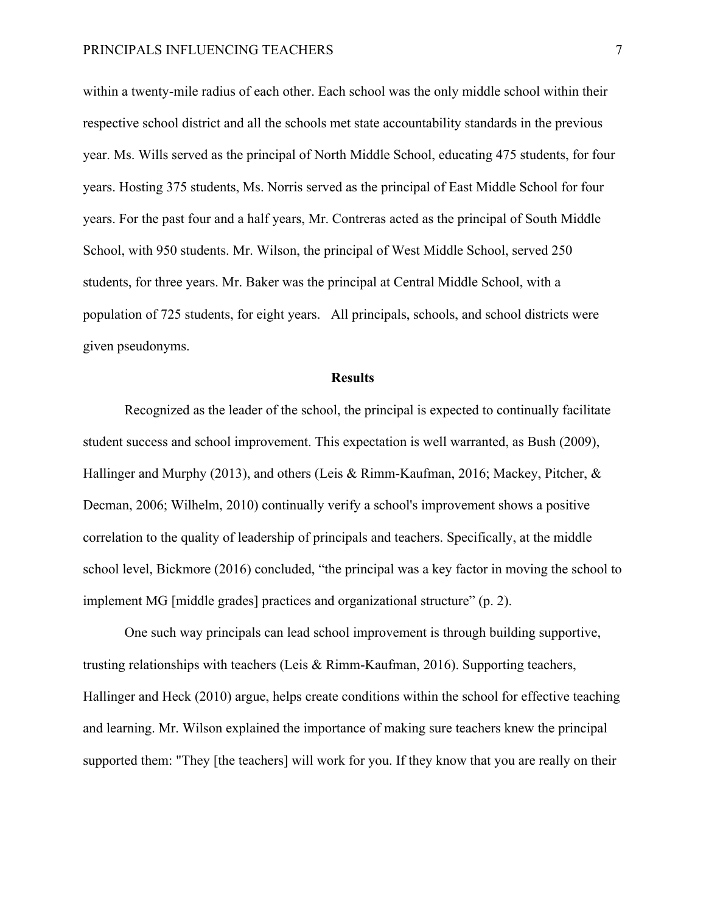within a twenty-mile radius of each other. Each school was the only middle school within their respective school district and all the schools met state accountability standards in the previous year. Ms. Wills served as the principal of North Middle School, educating 475 students, for four years. Hosting 375 students, Ms. Norris served as the principal of East Middle School for four years. For the past four and a half years, Mr. Contreras acted as the principal of South Middle School, with 950 students. Mr. Wilson, the principal of West Middle School, served 250 students, for three years. Mr. Baker was the principal at Central Middle School, with a population of 725 students, for eight years. All principals, schools, and school districts were given pseudonyms.

## Results

Recognized as the leader of the school, the principal is expected to continually facilitate student success and school improvement. This expectation is well warranted, as Bush (2009), Hallinger and Murphy (2013), and others (Leis & Rimm-Kaufman, 2016; Mackey, Pitcher, & Decman, 2006; Wilhelm, 2010) continually verify a school's improvement shows a positive correlation to the quality of leadership of principals and teachers. Specifically, at the middle school level, Bickmore (2016) concluded, "the principal was a key factor in moving the school to implement MG [middle grades] practices and organizational structure" (p. 2).

One such way principals can lead school improvement is through building supportive, trusting relationships with teachers (Leis & Rimm-Kaufman, 2016). Supporting teachers, Hallinger and Heck (2010) argue, helps create conditions within the school for effective teaching and learning. Mr. Wilson explained the importance of making sure teachers knew the principal supported them: "They [the teachers] will work for you. If they know that you are really on their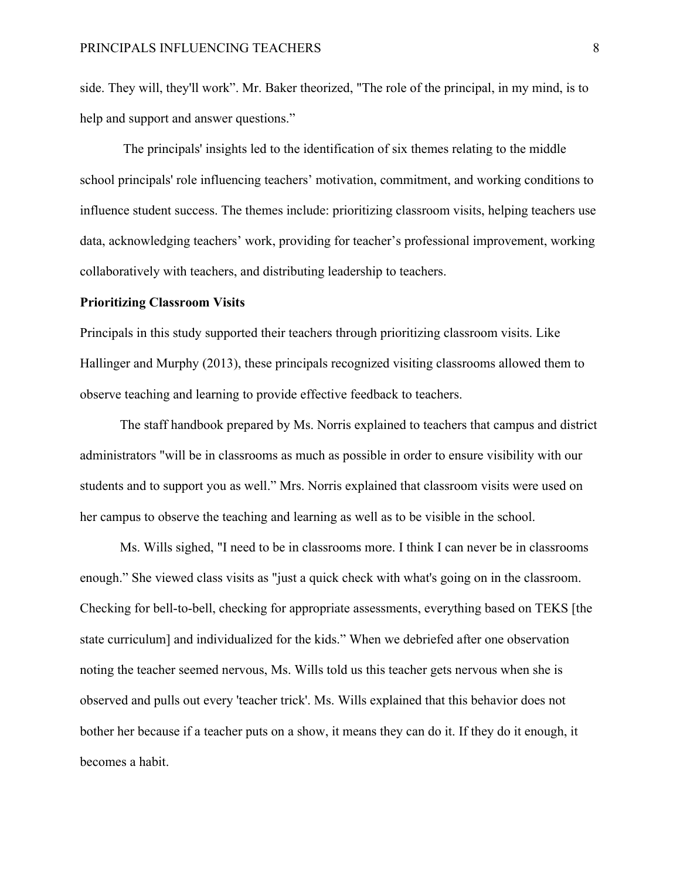side. They will, they'll work". Mr. Baker theorized, "The role of the principal, in my mind, is to help and support and answer questions."

The principals' insights led to the identification of six themes relating to the middle school principals' role influencing teachers' motivation, commitment, and working conditions to influence student success. The themes include: prioritizing classroom visits, helping teachers use data, acknowledging teachers' work, providing for teacher's professional improvement, working collaboratively with teachers, and distributing leadership to teachers.

**Prioritizing Classroom Visits**

Principals in this study supported their teachers through prioritizing classroom visits. Like Hallinger and Murphy (2013), these principals recognized visiting classrooms allowed them to observe teaching and learning to provide effective feedback to teachers.

The staff handbook prepared by Ms. Norris explained to teachers that campus and district administrators "will be in classrooms as much as possible in order to ensure visibility with our students and to support you as well." Mrs. Norris explained that classroom visits were used on her campus to observe the teaching and learning as well as to be visible in the school.

Ms. Wills sighed, "I need to be in classrooms more. I think I can never be in classrooms enough." She viewed class visits as "just a quick check with what's going on in the classroom. Checking for bell-to-bell, checking for appropriate assessments, everything based on TEKS [the state curriculum] and individualized for the kids." When we debriefed after one observation noting the teacher seemed nervous, Ms. Wills told us this teacher gets nervous when she is observed and pulls out every 'teacher trick'. Ms. Wills explained that this behavior does not bother her because if a teacher puts on a show, it means they can do it. If they do it enough, it becomes a habit.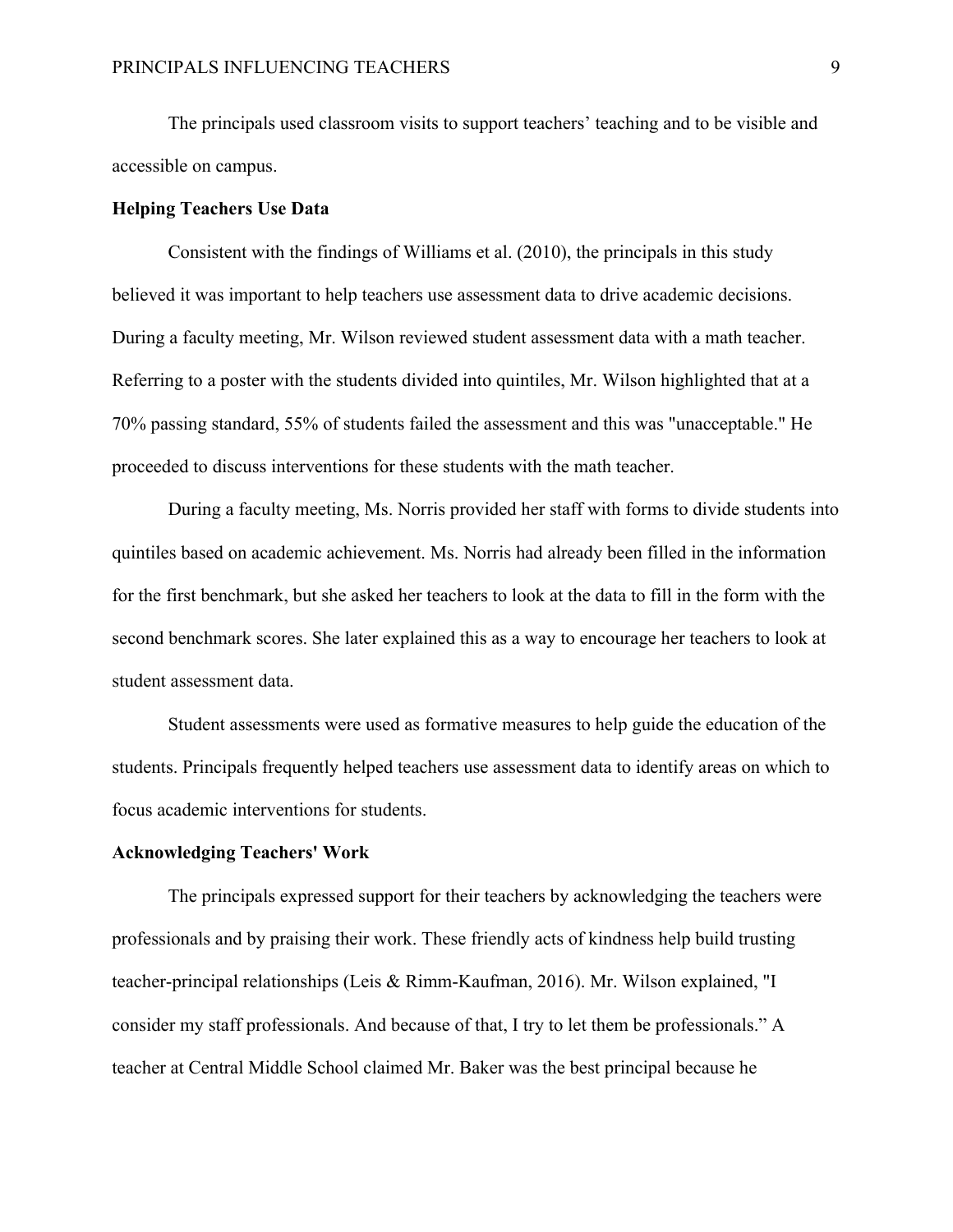The principals used classroom visits to support teachers' teaching and to be visible and accessible on campus.

**Helping Teachers Use Data**

Consistent with the findings of Williams et al. (2010), the principals in this study believed it was important to help teachers use assessment data to drive academic decisions. During a faculty meeting, Mr. Wilson reviewed student assessment data with a math teacher. Referring to a poster with the students divided into quintiles, Mr. Wilson highlighted that at a 70% passing standard, 55% of students failed the assessment and this was "unacceptable." He proceeded to discuss interventions for these students with the math teacher.

During a faculty meeting, Ms. Norris provided her staff with forms to divide students into quintiles based on academic achievement. Ms. Norris had already been filled in the information for the first benchmark, but she asked her teachers to look at the data to fill in the form with the second benchmark scores. She later explained this as a way to encourage her teachers to look at student assessment data.

Student assessments were used as formative measures to help guide the education of the students. Principals frequently helped teachers use assessment data to identify areas on which to focus academic interventions for students.

**Acknowledging Teachers' Work**

The principals expressed support for their teachers by acknowledging the teachers were professionals and by praising their work. These friendly acts of kindness help build trusting teacher-principal relationships (Leis & Rimm-Kaufman, 2016). Mr. Wilson explained, "I consider my staff professionals. And because of that, I try to let them be professionals." A teacher at Central Middle School claimed Mr. Baker was the best principal because he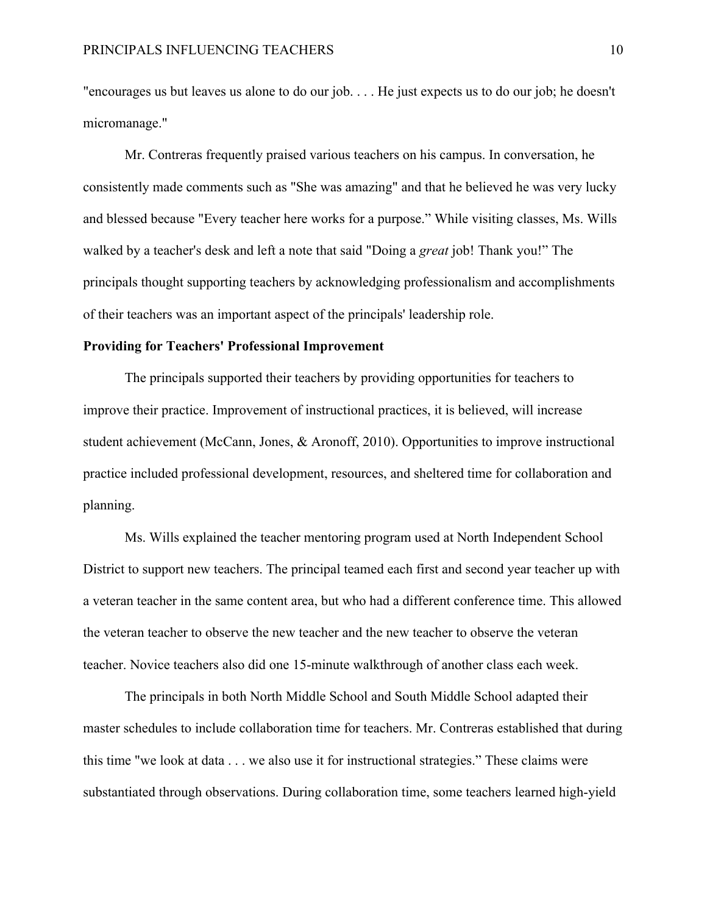"encourages us but leaves us alone to do our job. . . . He just expects us to do our job; he doesn't micromanage."

Mr. Contreras frequently praised various teachers on his campus. In conversation, he consistently made comments such as "She was amazing" and that he believed he was very lucky and blessed because "Every teacher here works for a purpose." While visiting classes, Ms. Wills walked by a teacher's desk and left a note that said "Doing a *great* job! Thank you!" The principals thought supporting teachers by acknowledging professionalism and accomplishments of their teachers was an important aspect of the principals' leadership role.

**Providing for Teachers' Professional Improvement**

The principals supported their teachers by providing opportunities for teachers to improve their practice. Improvement of instructional practices, it is believed, will increase student achievement (McCann, Jones, & Aronoff, 2010). Opportunities to improve instructional practice included professional development, resources, and sheltered time for collaboration and planning.

Ms. Wills explained the teacher mentoring program used at North Independent School District to support new teachers. The principal teamed each first and second year teacher up with a veteran teacher in the same content area, but who had a different conference time. This allowed the veteran teacher to observe the new teacher and the new teacher to observe the veteran teacher. Novice teachers also did one 15-minute walkthrough of another class each week.

The principals in both North Middle School and South Middle School adapted their master schedules to include collaboration time for teachers. Mr. Contreras established that during this time "we look at data . . . we also use it for instructional strategies." These claims were substantiated through observations. During collaboration time, some teachers learned high-yield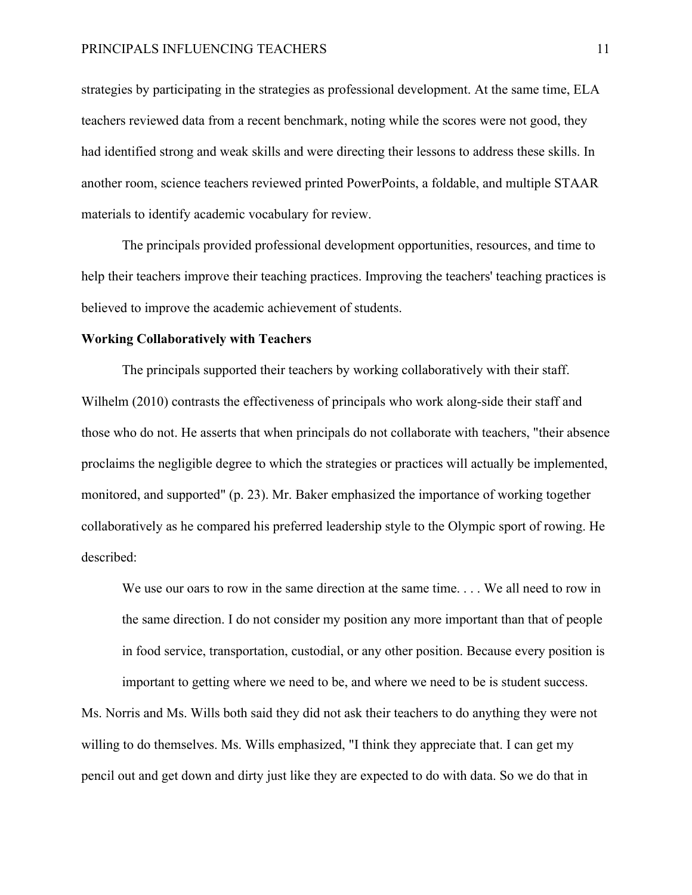strategies by participating in the strategies as professional development. At the same time, ELA teachers reviewed data from a recent benchmark, noting while the scores were not good, they had identified strong and weak skills and were directing their lessons to address these skills. In another room, science teachers reviewed printed PowerPoints, a foldable, and multiple STAAR materials to identify academic vocabulary for review.

The principals provided professional development opportunities, resources, and time to help their teachers improve their teaching practices. Improving the teachers' teaching practices is believed to improve the academic achievement of students.

**Working Collaboratively with Teachers**

The principals supported their teachers by working collaboratively with their staff. Wilhelm (2010) contrasts the effectiveness of principals who work along-side their staff and those who do not. He asserts that when principals do not collaborate with teachers, "their absence proclaims the negligible degree to which the strategies or practices will actually be implemented, monitored, and supported" (p. 23). Mr. Baker emphasized the importance of working together collaboratively as he compared his preferred leadership style to the Olympic sport of rowing. He described:

> We use our oars to row in the same direction at the same time. . . . We all need to row in the same direction. I do not consider my position any more important than that of people in food service, transportation, custodial, or any other position. Because every position is important to getting where we need to be, and where we need to be is student success.

Ms. Norris and Ms. Wills both said they did not ask their teachers to do anything they were not willing to do themselves. Ms. Wills emphasized, "I think they appreciate that. I can get my pencil out and get down and dirty just like they are expected to do with data. So we do that in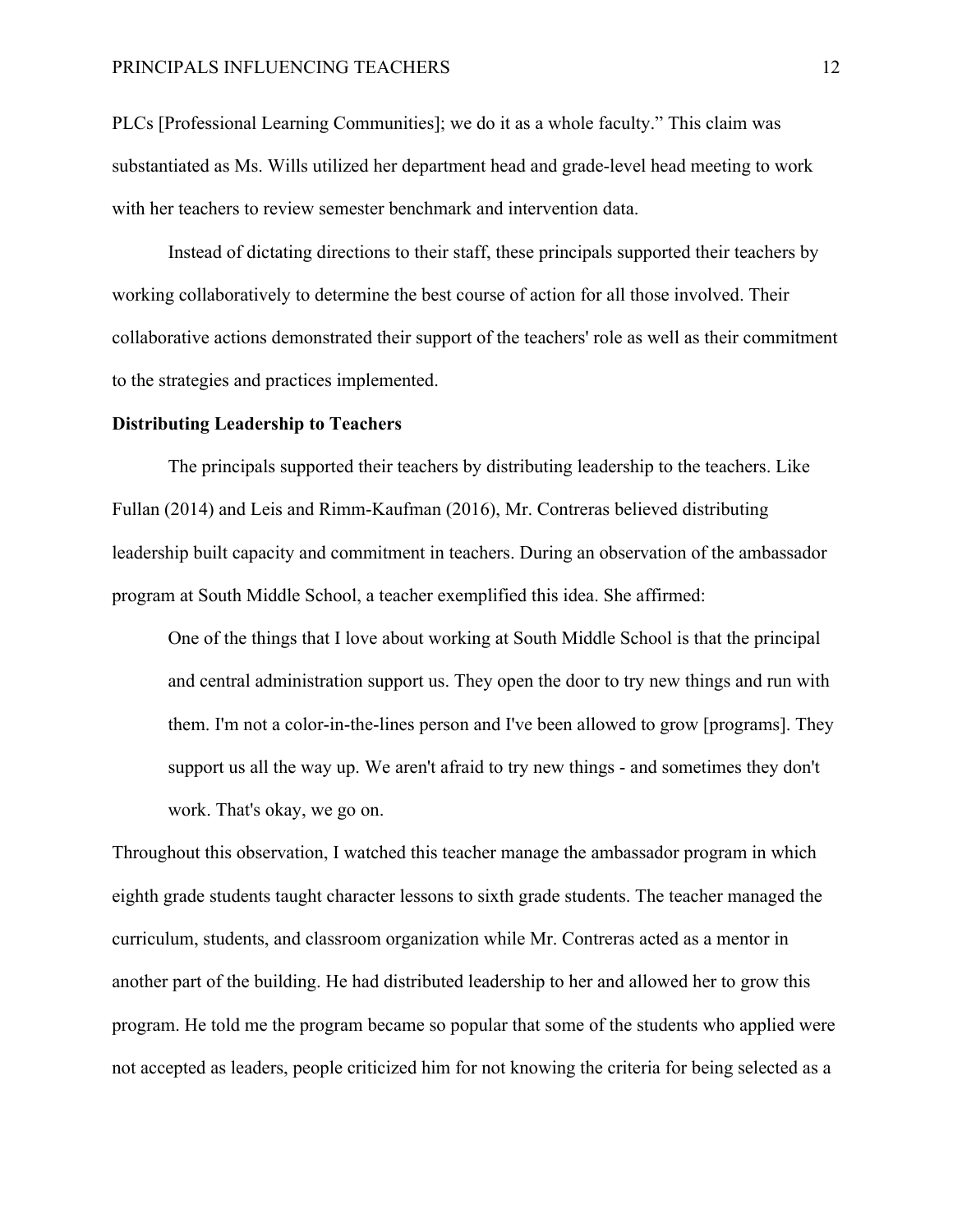PLCs [Professional Learning Communities]; we do it as a whole faculty." This claim was substantiated as Ms. Wills utilized her department head and grade-level head meeting to work with her teachers to review semester benchmark and intervention data.

Instead of dictating directions to their staff, these principals supported their teachers by working collaboratively to determine the best course of action for all those involved. Their collaborative actions demonstrated their support of the teachers' role as well as their commitment to the strategies and practices implemented.

**Distributing Leadership to Teachers**

The principals supported their teachers by distributing leadership to the teachers. Like Fullan (2014) and Leis and Rimm-Kaufman (2016), Mr. Contreras believed distributing leadership built capacity and commitment in teachers. During an observation of the ambassador program at South Middle School, a teacher exemplified this idea. She affirmed:

> One of the things that I love about working at South Middle School is that the principal and central administration support us. They open the door to try new things and run with them. I'm not a color-in-the-lines person and I've been allowed to grow [programs]. They support us all the way up. We aren't afraid to try new things - and sometimes they don't work. That's okay, we go on.

Throughout this observation, I watched this teacher manage the ambassador program in which eighth grade students taught character lessons to sixth grade students. The teacher managed the curriculum, students, and classroom organization while Mr. Contreras acted as a mentor in another part of the building. He had distributed leadership to her and allowed her to grow this program. He told me the program became so popular that some of the students who applied were not accepted as leaders, people criticized him for not knowing the criteria for being selected as a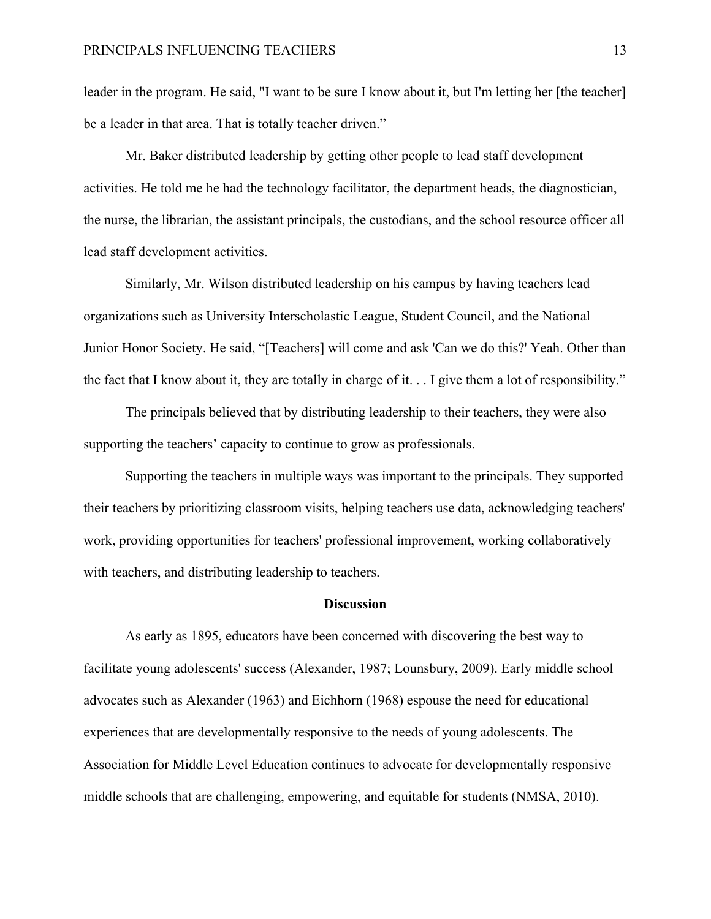leader in the program. He said, "I want to be sure I know about it, but I'm letting her [the teacher] be a leader in that area. That is totally teacher driven."

Mr. Baker distributed leadership by getting other people to lead staff development activities. He told me he had the technology facilitator, the department heads, the diagnostician, the nurse, the librarian, the assistant principals, the custodians, and the school resource officer all lead staff development activities.

Similarly, Mr. Wilson distributed leadership on his campus by having teachers lead organizations such as University Interscholastic League, Student Council, and the National Junior Honor Society. He said, "[Teachers] will come and ask 'Can we do this?' Yeah. Other than the fact that I know about it, they are totally in charge of it. . . I give them a lot of responsibility."

The principals believed that by distributing leadership to their teachers, they were also supporting the teachers' capacity to continue to grow as professionals.

Supporting the teachers in multiple ways was important to the principals. They supported their teachers by prioritizing classroom visits, helping teachers use data, acknowledging teachers' work, providing opportunities for teachers' professional improvement, working collaboratively with teachers, and distributing leadership to teachers.

## Discussion

As early as 1895, educators have been concerned with discovering the best way to facilitate young adolescents' success (Alexander, 1987; Lounsbury, 2009). Early middle school advocates such as Alexander (1963) and Eichhorn (1968) espouse the need for educational experiences that are developmentally responsive to the needs of young adolescents. The Association for Middle Level Education continues to advocate for developmentally responsive middle schools that are challenging, empowering, and equitable for students (NMSA, 2010).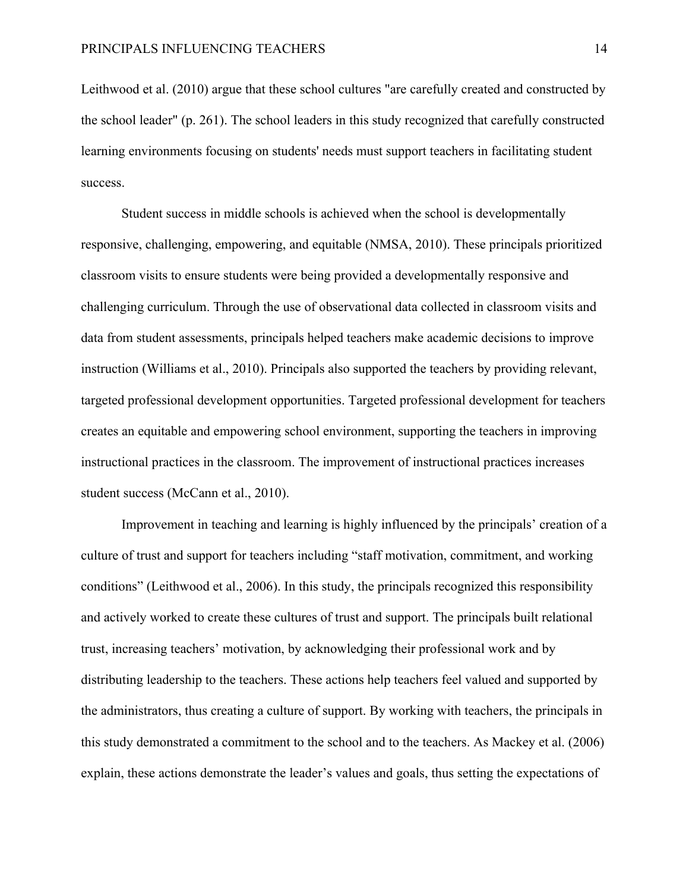Leithwood et al. (2010) argue that these school cultures "are carefully created and constructed by the school leader" (p. 261). The school leaders in this study recognized that carefully constructed learning environments focusing on students' needs must support teachers in facilitating student success.

Student success in middle schools is achieved when the school is developmentally responsive, challenging, empowering, and equitable (NMSA, 2010). These principals prioritized classroom visits to ensure students were being provided a developmentally responsive and challenging curriculum. Through the use of observational data collected in classroom visits and data from student assessments, principals helped teachers make academic decisions to improve instruction (Williams et al., 2010). Principals also supported the teachers by providing relevant, targeted professional development opportunities. Targeted professional development for teachers creates an equitable and empowering school environment, supporting the teachers in improving instructional practices in the classroom. The improvement of instructional practices increases student success (McCann et al., 2010).

Improvement in teaching and learning is highly influenced by the principals' creation of a culture of trust and support for teachers including "staff motivation, commitment, and working conditions" (Leithwood et al., 2006). In this study, the principals recognized this responsibility and actively worked to create these cultures of trust and support. The principals built relational trust, increasing teachers' motivation, by acknowledging their professional work and by distributing leadership to the teachers. These actions help teachers feel valued and supported by the administrators, thus creating a culture of support. By working with teachers, the principals in this study demonstrated a commitment to the school and to the teachers. As Mackey et al. (2006) explain, these actions demonstrate the leader's values and goals, thus setting the expectations of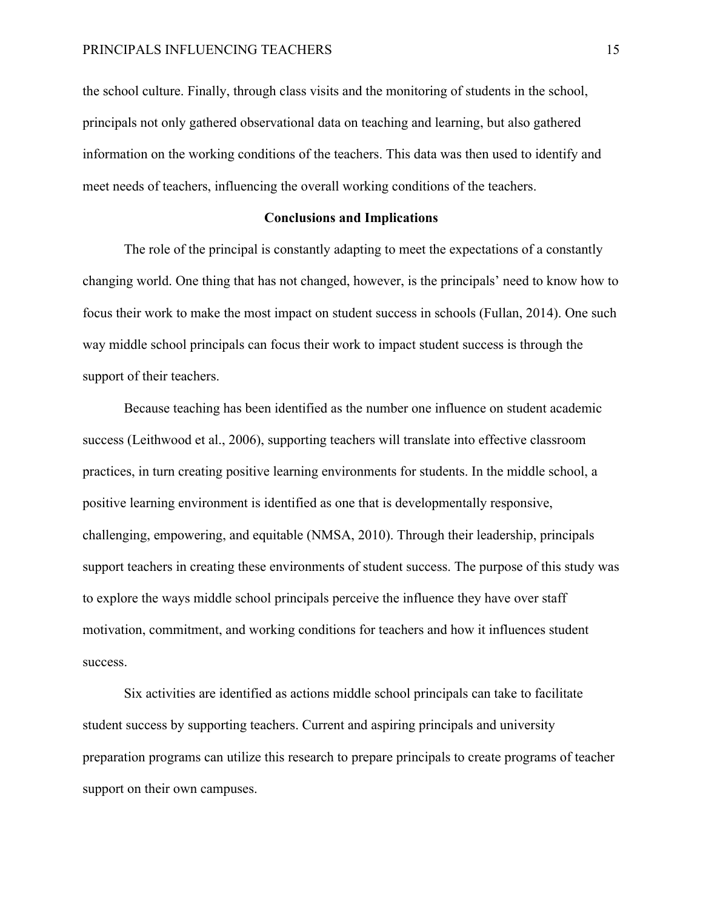the school culture. Finally, through class visits and the monitoring of students in the school, principals not only gathered observational data on teaching and learning, but also gathered information on the working conditions of the teachers. This data was then used to identify and meet needs of teachers, influencing the overall working conditions of the teachers.

## Conclusions and Implications

The role of the principal is constantly adapting to meet the expectations of a constantly changing world. One thing that has not changed, however, is the principals' need to know how to focus their work to make the most impact on student success in schools (Fullan, 2014). One such way middle school principals can focus their work to impact student success is through the support of their teachers.

Because teaching has been identified as the number one influence on student academic success (Leithwood et al., 2006), supporting teachers will translate into effective classroom practices, in turn creating positive learning environments for students. In the middle school, a positive learning environment is identified as one that is developmentally responsive, challenging, empowering, and equitable (NMSA, 2010). Through their leadership, principals support teachers in creating these environments of student success. The purpose of this study was to explore the ways middle school principals perceive the influence they have over staff motivation, commitment, and working conditions for teachers and how it influences student success.

Six activities are identified as actions middle school principals can take to facilitate student success by supporting teachers. Current and aspiring principals and university preparation programs can utilize this research to prepare principals to create programs of teacher support on their own campuses.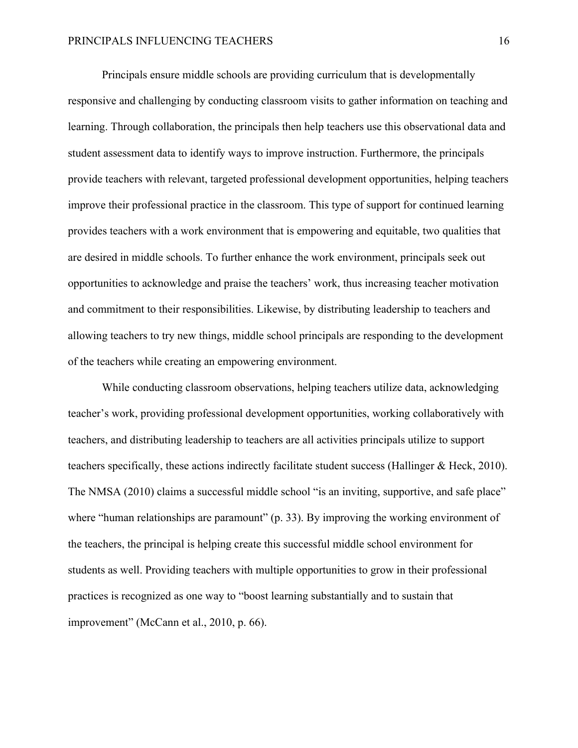Principals ensure middle schools are providing curriculum that is developmentally responsive and challenging by conducting classroom visits to gather information on teaching and learning. Through collaboration, the principals then help teachers use this observational data and student assessment data to identify ways to improve instruction. Furthermore, the principals provide teachers with relevant, targeted professional development opportunities, helping teachers improve their professional practice in the classroom. This type of support for continued learning provides teachers with a work environment that is empowering and equitable, two qualities that are desired in middle schools. To further enhance the work environment, principals seek out opportunities to acknowledge and praise the teachers' work, thus increasing teacher motivation and commitment to their responsibilities. Likewise, by distributing leadership to teachers and allowing teachers to try new things, middle school principals are responding to the development of the teachers while creating an empowering environment.

While conducting classroom observations, helping teachers utilize data, acknowledging teacher's work, providing professional development opportunities, working collaboratively with teachers, and distributing leadership to teachers are all activities principals utilize to support teachers specifically, these actions indirectly facilitate student success (Hallinger & Heck, 2010). The NMSA (2010) claims a successful middle school "is an inviting, supportive, and safe place" where "human relationships are paramount" (p. 33). By improving the working environment of the teachers, the principal is helping create this successful middle school environment for students as well. Providing teachers with multiple opportunities to grow in their professional practices is recognized as one way to "boost learning substantially and to sustain that improvement" (McCann et al., 2010, p. 66).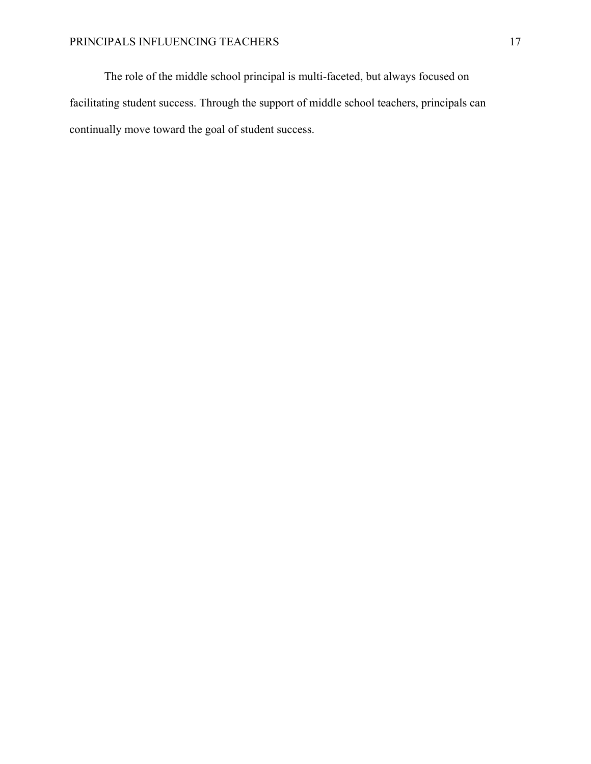The role of the middle school principal is multi-faceted, but always focused on facilitating student success. Through the support of middle school teachers, principals can continually move toward the goal of student success.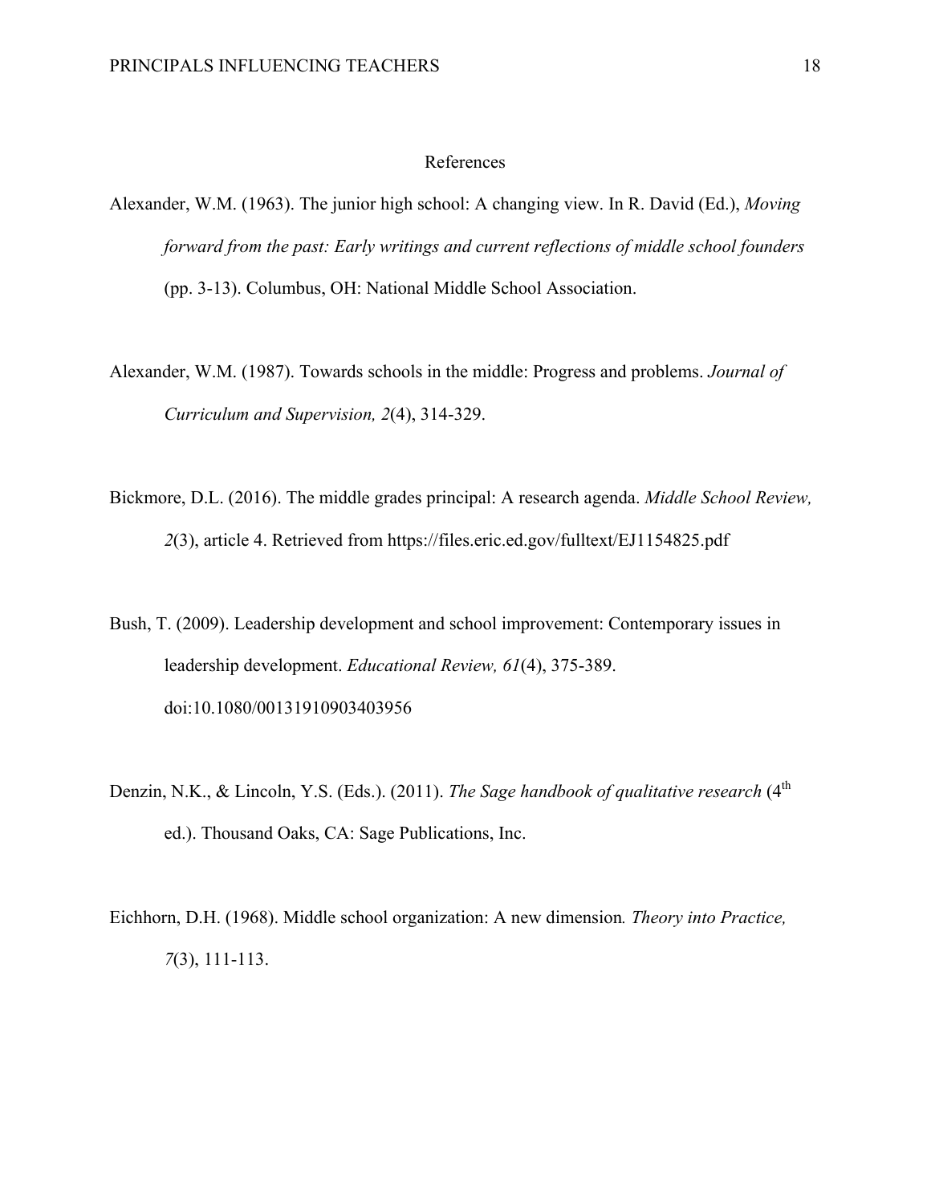# References

Alexander, W.M. (1963). The junior high school: A changing view. In R. David (Ed.), *Moving forward from the past: Early writings and current reflections of middle school founders* (pp. 3-13). Columbus, OH: National Middle School Association.

Alexander, W.M. (1987). Towards schools in the middle: Progress and problems. *Journal of Curriculum and Supervision, 2*(4), 314-329.

Bickmore, D.L. (2016). The middle grades principal: A research agenda. *Middle School Review, 2*(3), article 4. Retrieved from https://files.eric.ed.gov/fulltext/EJ1154825.pdf

Bush, T. (2009). Leadership development and school improvement: Contemporary issues in leadership development. *Educational Review, 61*(4), 375-389. doi:10.1080/00131910903403956

Denzin, N.K., & Lincoln, Y.S. (Eds.). (2011). *The Sage handbook of qualitative research* (4th ed.). Thousand Oaks, CA: Sage Publications, Inc.

Eichhorn, D.H. (1968). Middle school organization: A new dimension*. Theory into Practice, 7*(3), 111-113.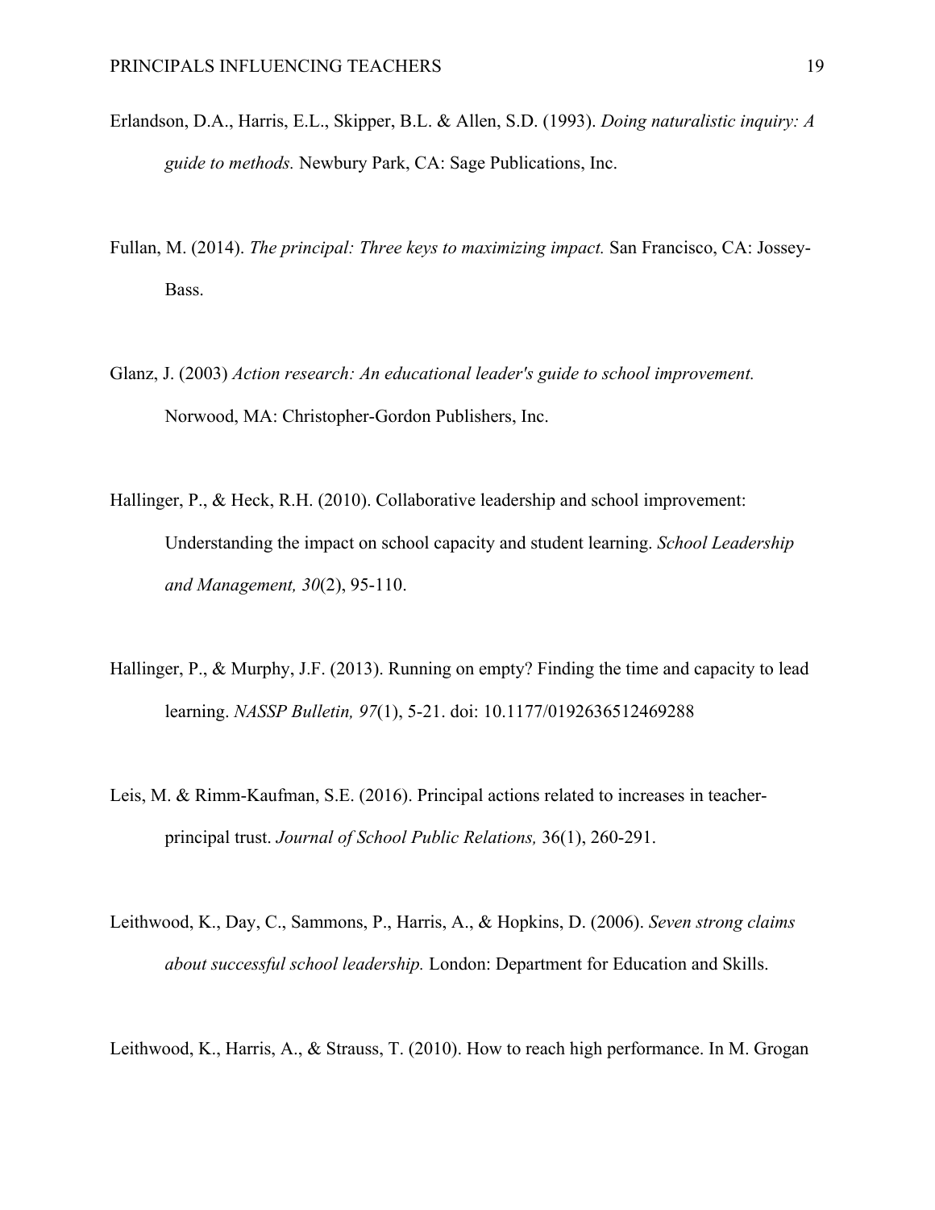Erlandson, D.A., Harris, E.L., Skipper, B.L. & Allen, S.D. (1993). *Doing naturalistic inquiry: A guide to methods.* Newbury Park, CA: Sage Publications, Inc.

Fullan, M. (2014). *The principal: Three keys to maximizing impact.* San Francisco, CA: Jossey-Bass.

Glanz, J. (2003) *Action research: An educational leader's guide to school improvement.* Norwood, MA: Christopher-Gordon Publishers, Inc.

Hallinger, P., & Heck, R.H. (2010). Collaborative leadership and school improvement: Understanding the impact on school capacity and student learning. *School Leadership and Management, 30*(2), 95-110.

Hallinger, P., & Murphy, J.F. (2013). Running on empty? Finding the time and capacity to lead learning. *NASSP Bulletin, 97*(1), 5-21. doi: 10.1177/0192636512469288

Leis, M. & Rimm-Kaufman, S.E. (2016). Principal actions related to increases in teacher-principal trust. *Journal of School Public Relations,* 36(1), 260-291.

Leithwood, K., Day, C., Sammons, P., Harris, A., & Hopkins, D. (2006). *Seven strong claims about successful school leadership.* London: Department for Education and Skills.

Leithwood, K., Harris, A., & Strauss, T. (2010). How to reach high performance. In M. Grogan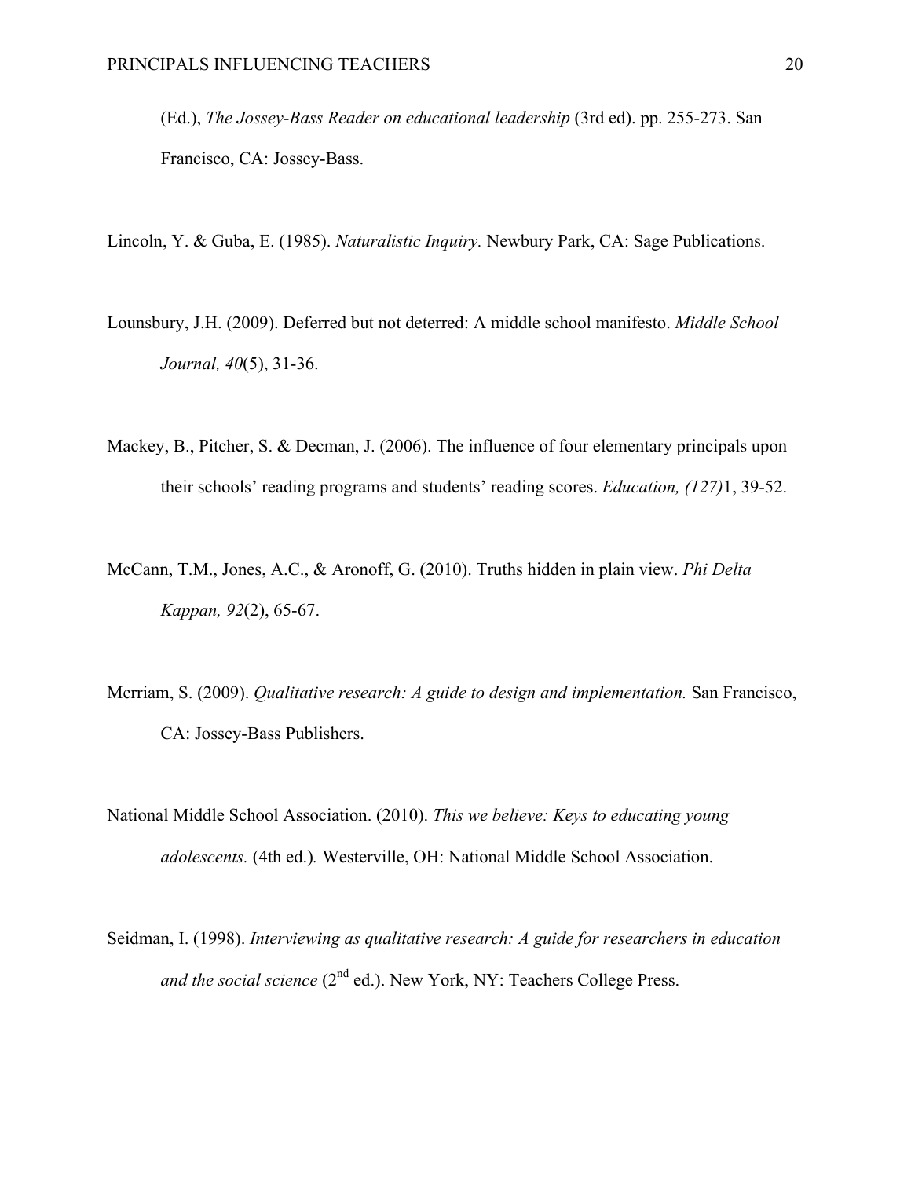(Ed.), *The Jossey-Bass Reader on educational leadership* (3rd ed). pp. 255-273. San Francisco, CA: Jossey-Bass.

Lincoln, Y. & Guba, E. (1985). *Naturalistic Inquiry.* Newbury Park, CA: Sage Publications.

Lounsbury, J.H. (2009). Deferred but not deterred: A middle school manifesto. *Middle School Journal, 40*(5), 31-36.

Mackey, B., Pitcher, S. & Decman, J. (2006). The influence of four elementary principals upon their schools' reading programs and students' reading scores. *Education, (127)*1, 39-52.

McCann, T.M., Jones, A.C., & Aronoff, G. (2010). Truths hidden in plain view. *Phi Delta Kappan, 92*(2), 65-67.

Merriam, S. (2009). *Qualitative research: A guide to design and implementation.* San Francisco, CA: Jossey-Bass Publishers.

National Middle School Association. (2010). *This we believe: Keys to educating young adolescents.* (4th ed.)*.* Westerville, OH: National Middle School Association.

Seidman, I. (1998). *Interviewing as qualitative research: A guide for researchers in education and the social science* (2nd ed.). New York, NY: Teachers College Press.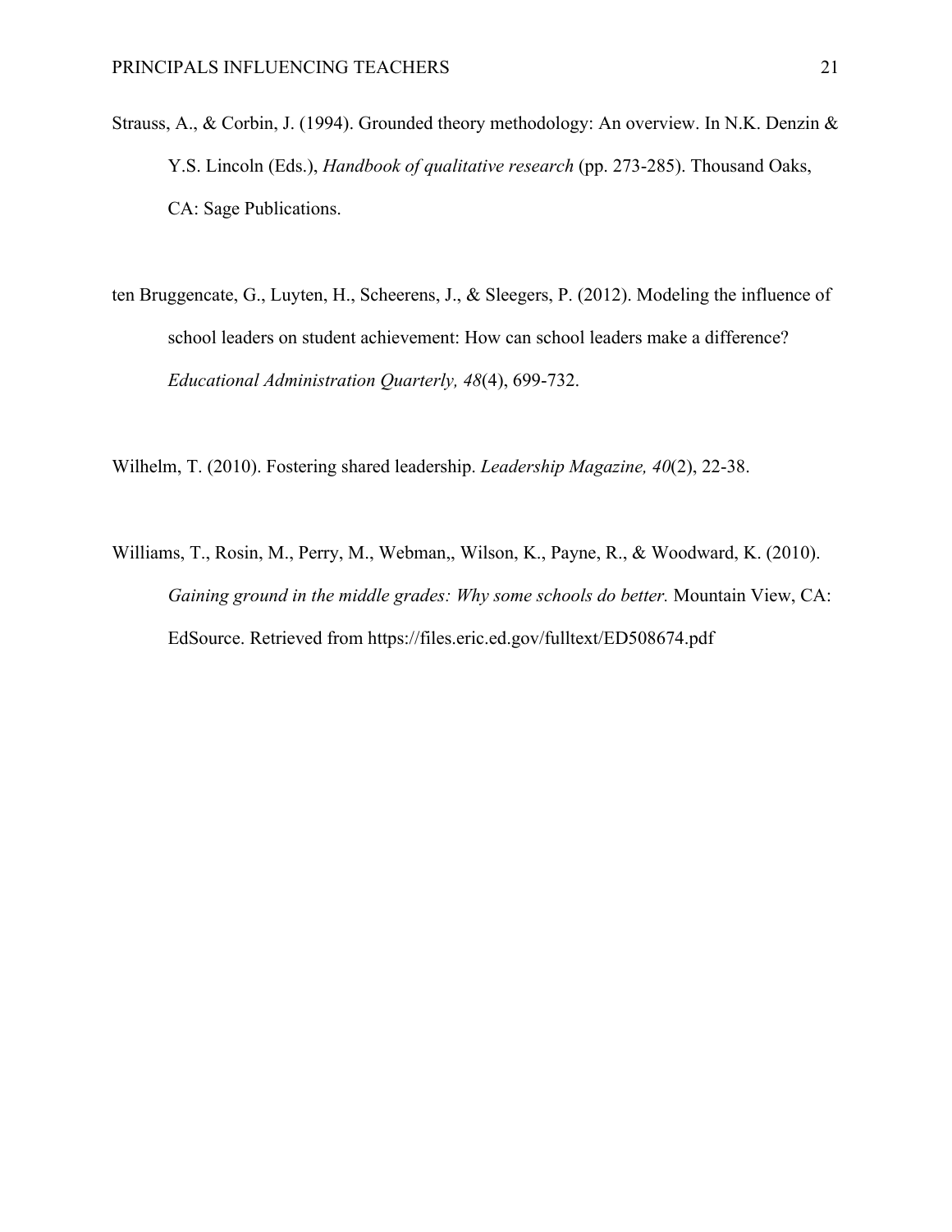Strauss, A., & Corbin, J. (1994). Grounded theory methodology: An overview. In N.K. Denzin & Y.S. Lincoln (Eds.), *Handbook of qualitative research* (pp. 273-285). Thousand Oaks, CA: Sage Publications.

ten Bruggencate, G., Luyten, H., Scheerens, J., & Sleegers, P. (2012). Modeling the influence of school leaders on student achievement: How can school leaders make a difference? *Educational Administration Quarterly, 48*(4), 699-732.

Wilhelm, T. (2010). Fostering shared leadership. *Leadership Magazine, 40*(2), 22-38.

Williams, T., Rosin, M., Perry, M., Webman,, Wilson, K., Payne, R., & Woodward, K. (2010). *Gaining ground in the middle grades: Why some schools do better.* Mountain View, CA: EdSource. Retrieved from https://files.eric.ed.gov/fulltext/ED508674.pdf